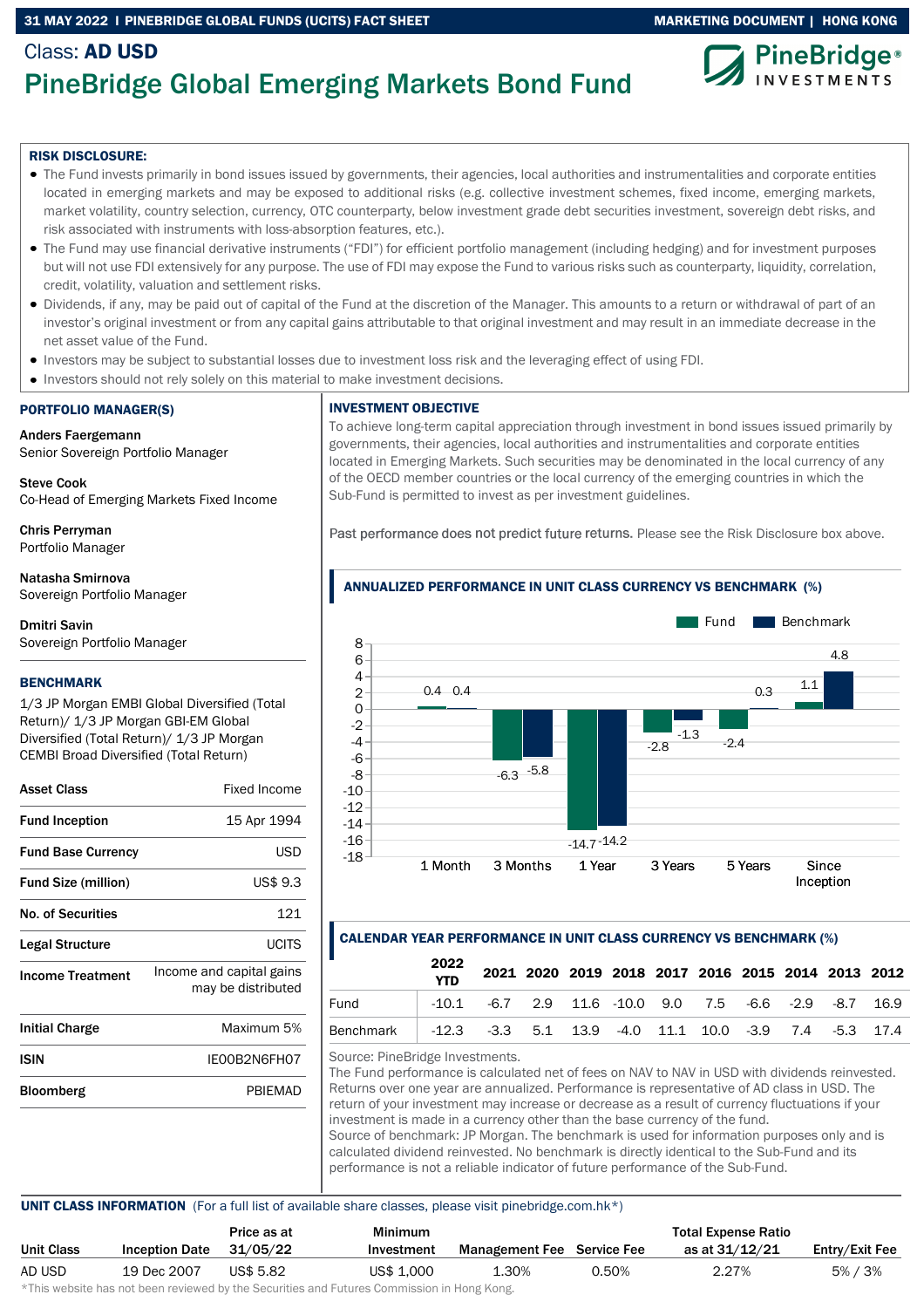Class: **AD USD**

# PineBridge Global Emerging Markets Bond Fund

**RISK DISCLOSURE:**

- The Fund invests primarily in bond issues issued by governments, their agencies, local authorities and instrumentalities and corporate entities located in emerging markets and may be exposed to additional risks (e.g. collective investment schemes, fixed income, emerging markets, market volatility, country selection, currency, OTC counterparty, below investment grade debt securities investment, sovereign debt risks, and risk associated with instruments with loss-absorption features, etc.).
- The Fund may use financial derivative instruments ("FDI") for efficient portfolio management (including hedging) and for investment purposes but will not use FDI extensively for any purpose. The use of FDI may expose the Fund to various risks such as counterparty, liquidity, correlation, credit, volatility, valuation and settlement risks.
- Dividends, if any, may be paid out of capital of the Fund at the discretion of the Manager. This amounts to a return or withdrawal of part of an investor's original investment or from any capital gains attributable to that original investment and may result in an immediate decrease in the net asset value of the Fund.
- Investors may be subject to substantial losses due to investment loss risk and the leveraging effect of using FDI.
- Investors should not rely solely on this material to make investment decisions.

## PORTFOLIO MANAGER(S)

**Anders Faergemann**
Senior Sovereign Portfolio Manager

**Steve Cook**
Co-Head of Emerging Markets Fixed Income

**Chris Perryman**
Portfolio Manager

**Natasha Smirnova**
Sovereign Portfolio Manager

**Dmitri Savin**
Sovereign Portfolio Manager

## BENCHMARK

1/3 JP Morgan EMBI Global Diversified (Total Return)/ 1/3 JP Morgan GBI-EM Global Diversified (Total Return)/ 1/3 JP Morgan CEMBI Broad Diversified (Total Return)

| | |
|---|---|
| **Asset Class** | Fixed Income |
| **Fund Inception** | 15 Apr 1994 |
| **Fund Base Currency** | USD |
| **Fund Size (million)** | US$ 9.3 |
| **No. of Securities** | 121 |
| **Legal Structure** | UCITS |
| **Income Treatment** | Income and capital gains may be distributed |
| **Initial Charge** | Maximum 5% |
| **ISIN** | IE00B2N6FH07 |
| **Bloomberg** | PBIEMAD |

## INVESTMENT OBJECTIVE

To achieve long-term capital appreciation through investment in bond issues issued primarily by governments, their agencies, local authorities and instrumentalities and corporate entities located in Emerging Markets. Such securities may be denominated in the local currency of any of the OECD member countries or the local currency of the emerging countries in which the Sub-Fund is permitted to invest as per investment guidelines.

Past performance does not predict future returns. Please see the Risk Disclosure box above.

## ANNUALIZED PERFORMANCE IN UNIT CLASS CURRENCY VS BENCHMARK (%)

| | 1 Month | 3 Months | 1 Year | 3 Years | 5 Years | Since Inception |
|---|---|---|---|---|---|---|
| Fund | 0.4 | -6.3 | -14.7 | -2.8 | -2.4 | 1.1 |
| Benchmark | 0.4 | -5.8 | -14.2 | -1.3 | 0.3 | 4.8 |

## CALENDAR YEAR PERFORMANCE IN UNIT CLASS CURRENCY VS BENCHMARK (%)

| | 2022 YTD | 2021 | 2020 | 2019 | 2018 | 2017 | 2016 | 2015 | 2014 | 2013 | 2012 |
|---|---|---|---|---|---|---|---|---|---|---|---|
| Fund | -10.1 | -6.7 | 2.9 | 11.6 | -10.0 | 9.0 | 7.5 | -6.6 | -2.9 | -8.7 | 16.9 |
| Benchmark | -12.3 | -3.3 | 5.1 | 13.9 | -4.0 | 11.1 | 10.0 | -3.9 | 7.4 | -5.3 | 17.4 |

Source: PineBridge Investments.
The Fund performance is calculated net of fees on NAV to NAV in USD with dividends reinvested. Returns over one year are annualized. Performance is representative of AD class in USD. The return of your investment may increase or decrease as a result of currency fluctuations if your investment is made in a currency other than the base currency of the fund.
Source of benchmark: JP Morgan. The benchmark is used for information purposes only and is calculated dividend reinvested. No benchmark is directly identical to the Sub-Fund and its performance is not a reliable indicator of future performance of the Sub-Fund.

## UNIT CLASS INFORMATION

(For a full list of available share classes, please visit pinebridge.com.hk*)

| Unit Class | Inception Date | Price as at 31/05/22 | Minimum Investment | Management Fee | Service Fee | Total Expense Ratio as at 31/12/21 | Entry/Exit Fee |
|---|---|---|---|---|---|---|---|
| AD USD | 19 Dec 2007 | US$ 5.82 | US$ 1,000 | 1.30% | 0.50% | 2.27% | 5% / 3% |

*This website has not been reviewed by the Securities and Futures Commission in Hong Kong.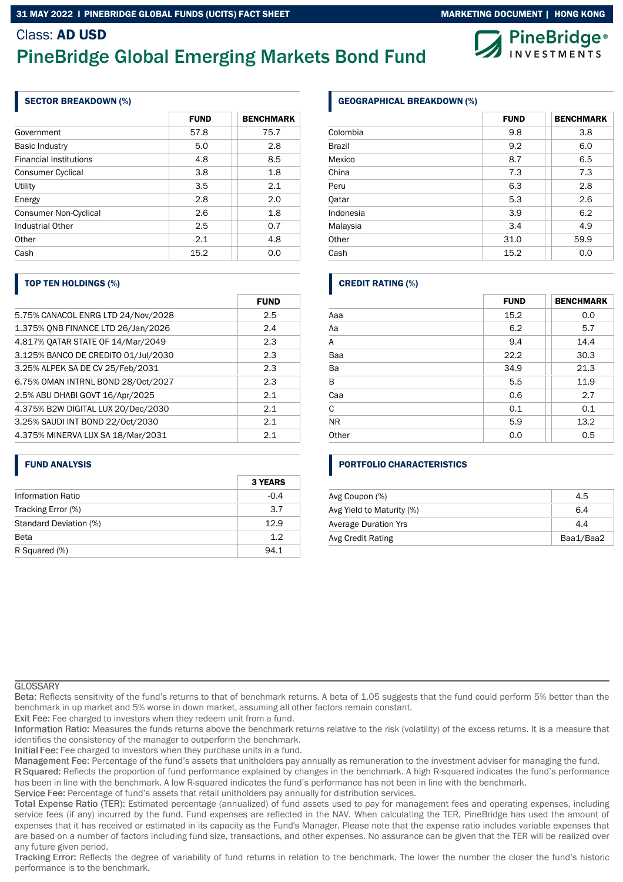Class: **AD USD**

# PineBridge Global Emerging Markets Bond Fund

## SECTOR BREAKDOWN (%)

| | FUND | BENCHMARK |
|---|---|---|
| Government | 57.8 | 75.7 |
| Basic Industry | 5.0 | 2.8 |
| Financial Institutions | 4.8 | 8.5 |
| Consumer Cyclical | 3.8 | 1.8 |
| Utility | 3.5 | 2.1 |
| Energy | 2.8 | 2.0 |
| Consumer Non-Cyclical | 2.6 | 1.8 |
| Industrial Other | 2.5 | 0.7 |
| Other | 2.1 | 4.8 |
| Cash | 15.2 | 0.0 |

## GEOGRAPHICAL BREAKDOWN (%)

| | FUND | BENCHMARK |
|---|---|---|
| Colombia | 9.8 | 3.8 |
| Brazil | 9.2 | 6.0 |
| Mexico | 8.7 | 6.5 |
| China | 7.3 | 7.3 |
| Peru | 6.3 | 2.8 |
| Qatar | 5.3 | 2.6 |
| Indonesia | 3.9 | 6.2 |
| Malaysia | 3.4 | 4.9 |
| Other | 31.0 | 59.9 |
| Cash | 15.2 | 0.0 |

## TOP TEN HOLDINGS (%)

| | FUND |
|---|---|
| 5.75% CANACOL ENRG LTD 24/Nov/2028 | 2.5 |
| 1.375% QNB FINANCE LTD 26/Jan/2026 | 2.4 |
| 4.817% QATAR STATE OF 14/Mar/2049 | 2.3 |
| 3.125% BANCO DE CREDITO 01/Jul/2030 | 2.3 |
| 3.25% ALPEK SA DE CV 25/Feb/2031 | 2.3 |
| 6.75% OMAN INTRNL BOND 28/Oct/2027 | 2.3 |
| 2.5% ABU DHABI GOVT 16/Apr/2025 | 2.1 |
| 4.375% B2W DIGITAL LUX 20/Dec/2030 | 2.1 |
| 3.25% SAUDI INT BOND 22/Oct/2030 | 2.1 |
| 4.375% MINERVA LUX SA 18/Mar/2031 | 2.1 |

## CREDIT RATING (%)

| | FUND | BENCHMARK |
|---|---|---|
| Aaa | 15.2 | 0.0 |
| Aa | 6.2 | 5.7 |
| A | 9.4 | 14.4 |
| Baa | 22.2 | 30.3 |
| Ba | 34.9 | 21.3 |
| B | 5.5 | 11.9 |
| Caa | 0.6 | 2.7 |
| C | 0.1 | 0.1 |
| NR | 5.9 | 13.2 |
| Other | 0.0 | 0.5 |

## FUND ANALYSIS

| | 3 YEARS |
|---|---|
| Information Ratio | -0.4 |
| Tracking Error (%) | 3.7 |
| Standard Deviation (%) | 12.9 |
| Beta | 1.2 |
| R Squared (%) | 94.1 |

## PORTFOLIO CHARACTERISTICS

| | |
|---|---|
| Avg Coupon (%) | 4.5 |
| Avg Yield to Maturity (%) | 6.4 |
| Average Duration Yrs | 4.4 |
| Avg Credit Rating | Baa1/Baa2 |

GLOSSARY

Beta: Reflects sensitivity of the fund's returns to that of benchmark returns. A beta of 1.05 suggests that the fund could perform 5% better than the benchmark in up market and 5% worse in down market, assuming all other factors remain constant.

Exit Fee: Fee charged to investors when they redeem unit from a fund.

Information Ratio: Measures the funds returns above the benchmark returns relative to the risk (volatility) of the excess returns. It is a measure that identifies the consistency of the manager to outperform the benchmark.

Initial Fee: Fee charged to investors when they purchase units in a fund.

Management Fee: Percentage of the fund's assets that unitholders pay annually as remuneration to the investment adviser for managing the fund.

R Squared: Reflects the proportion of fund performance explained by changes in the benchmark. A high R-squared indicates the fund's performance has been in line with the benchmark. A low R-squared indicates the fund's performance has not been in line with the benchmark.

Service Fee: Percentage of fund's assets that retail unitholders pay annually for distribution services.

Total Expense Ratio (TER): Estimated percentage (annualized) of fund assets used to pay for management fees and operating expenses, including service fees (if any) incurred by the fund. Fund expenses are reflected in the NAV. When calculating the TER, PineBridge has used the amount of expenses that it has received or estimated in its capacity as the Fund's Manager. Please note that the expense ratio includes variable expenses that are based on a number of factors including fund size, transactions, and other expenses. No assurance can be given that the TER will be realized over any future given period.

Tracking Error: Reflects the degree of variability of fund returns in relation to the benchmark. The lower the number the closer the fund's historic performance is to the benchmark.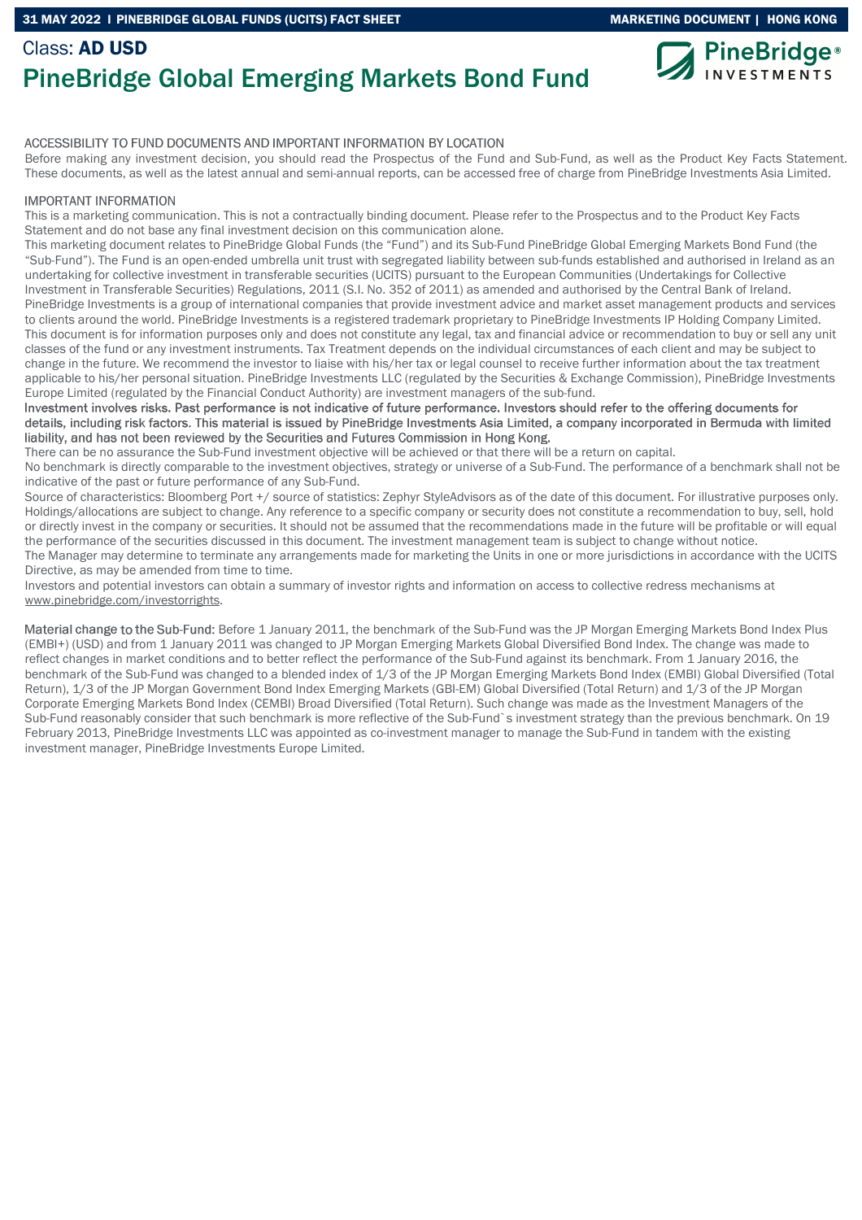Class: **AD USD**

# PineBridge Global Emerging Markets Bond Fund

ACCESSIBILITY TO FUND DOCUMENTS AND IMPORTANT INFORMATION BY LOCATION

Before making any investment decision, you should read the Prospectus of the Fund and Sub-Fund, as well as the Product Key Facts Statement. These documents, as well as the latest annual and semi-annual reports, can be accessed free of charge from PineBridge Investments Asia Limited.

IMPORTANT INFORMATION

This is a marketing communication. This is not a contractually binding document. Please refer to the Prospectus and to the Product Key Facts Statement and do not base any final investment decision on this communication alone.

This marketing document relates to PineBridge Global Funds (the "Fund") and its Sub-Fund PineBridge Global Emerging Markets Bond Fund (the "Sub-Fund"). The Fund is an open-ended umbrella unit trust with segregated liability between sub-funds established and authorised in Ireland as an undertaking for collective investment in transferable securities (UCITS) pursuant to the European Communities (Undertakings for Collective Investment in Transferable Securities) Regulations, 2011 (S.I. No. 352 of 2011) as amended and authorised by the Central Bank of Ireland.

PineBridge Investments is a group of international companies that provide investment advice and market asset management products and services to clients around the world. PineBridge Investments is a registered trademark proprietary to PineBridge Investments IP Holding Company Limited.

This document is for information purposes only and does not constitute any legal, tax and financial advice or recommendation to buy or sell any unit classes of the fund or any investment instruments. Tax Treatment depends on the individual circumstances of each client and may be subject to change in the future. We recommend the investor to liaise with his/her tax or legal counsel to receive further information about the tax treatment applicable to his/her personal situation. PineBridge Investments LLC (regulated by the Securities & Exchange Commission), PineBridge Investments Europe Limited (regulated by the Financial Conduct Authority) are investment managers of the sub-fund.

Investment involves risks. Past performance is not indicative of future performance. Investors should refer to the offering documents for details, including risk factors. This material is issued by PineBridge Investments Asia Limited, a company incorporated in Bermuda with limited liability, and has not been reviewed by the Securities and Futures Commission in Hong Kong.

There can be no assurance the Sub-Fund investment objective will be achieved or that there will be a return on capital.

No benchmark is directly comparable to the investment objectives, strategy or universe of a Sub-Fund. The performance of a benchmark shall not be indicative of the past or future performance of any Sub-Fund.

Source of characteristics: Bloomberg Port +/ source of statistics: Zephyr StyleAdvisors as of the date of this document. For illustrative purposes only. Holdings/allocations are subject to change. Any reference to a specific company or security does not constitute a recommendation to buy, sell, hold or directly invest in the company or securities. It should not be assumed that the recommendations made in the future will be profitable or will equal the performance of the securities discussed in this document. The investment management team is subject to change without notice.

The Manager may determine to terminate any arrangements made for marketing the Units in one or more jurisdictions in accordance with the UCITS Directive, as may be amended from time to time.

Investors and potential investors can obtain a summary of investor rights and information on access to collective redress mechanisms at www.pinebridge.com/investorrights.

Material change to the Sub-Fund: Before 1 January 2011, the benchmark of the Sub-Fund was the JP Morgan Emerging Markets Bond Index Plus (EMBI+) (USD) and from 1 January 2011 was changed to JP Morgan Emerging Markets Global Diversified Bond Index. The change was made to reflect changes in market conditions and to better reflect the performance of the Sub-Fund against its benchmark. From 1 January 2016, the benchmark of the Sub-Fund was changed to a blended index of 1/3 of the JP Morgan Emerging Markets Bond Index (EMBI) Global Diversified (Total Return), 1/3 of the JP Morgan Government Bond Index Emerging Markets (GBI-EM) Global Diversified (Total Return) and 1/3 of the JP Morgan Corporate Emerging Markets Bond Index (CEMBI) Broad Diversified (Total Return). Such change was made as the Investment Managers of the Sub-Fund reasonably consider that such benchmark is more reflective of the Sub-Fund`s investment strategy than the previous benchmark. On 19 February 2013, PineBridge Investments LLC was appointed as co-investment manager to manage the Sub-Fund in tandem with the existing investment manager, PineBridge Investments Europe Limited.